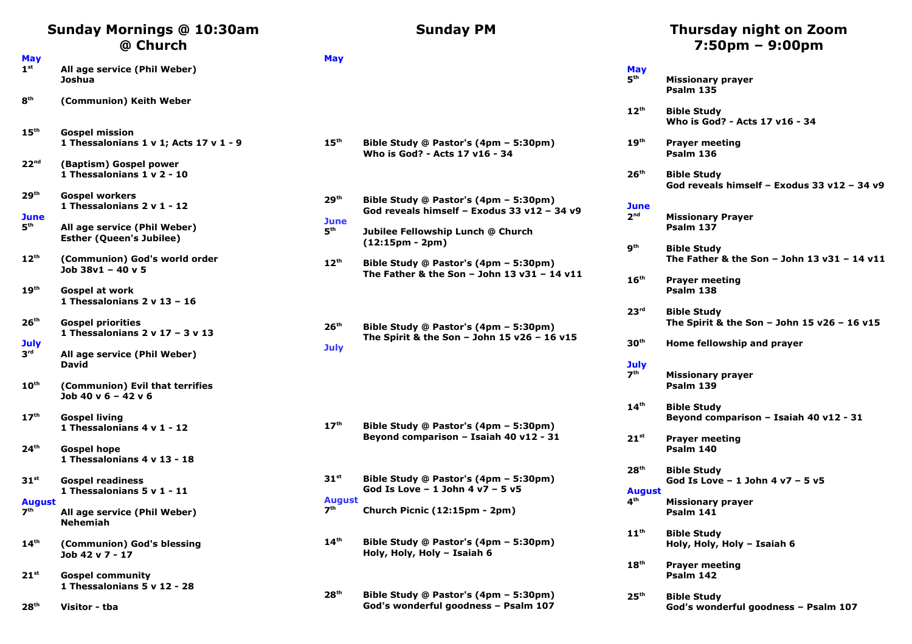## Sunday Mornings @ 10:30am @ Church

**May**

| Date | Service |
|---|---|
| 1st | **All age service (Phil Weber)** **Joshua** |
| 8th | **(Communion) Keith Weber** |
| 15th | **Gospel mission** **1 Thessalonians 1 v 1; Acts 17 v 1 - 9** |
| 22nd | **(Baptism) Gospel power** **1 Thessalonians 1 v 2 - 10** |
| 29th | **Gospel workers** **1 Thessalonians 2 v 1 - 12** |

**June**

| Date | Service |
|---|---|
| 5th | **All age service (Phil Weber)** **Esther (Queen's Jubilee)** |
| 12th | **(Communion) God's world order** **Job 38v1 – 40 v 5** |
| 19th | **Gospel at work** **1 Thessalonians 2 v 13 – 16** |
| 26th | **Gospel priorities** **1 Thessalonians 2 v 17 – 3 v 13** |

**July**

| Date | Service |
|---|---|
| 3rd | **All age service (Phil Weber)** **David** |
| 10th | **(Communion) Evil that terrifies** **Job 40 v 6 – 42 v 6** |
| 17th | **Gospel living** **1 Thessalonians 4 v 1 - 12** |
| 24th | **Gospel hope** **1 Thessalonians 4 v 13 - 18** |
| 31st | **Gospel readiness** **1 Thessalonians 5 v 1 - 11** |

**August**

| Date | Service |
|---|---|
| 7th | **All age service (Phil Weber)** **Nehemiah** |
| 14th | **(Communion) God's blessing** **Job 42 v 7 - 17** |
| 21st | **Gospel community** **1 Thessalonians 5 v 12 - 28** |
| 28th | **Visitor - tba** |

## Sunday PM

**May**

| Date | Event |
|---|---|
| 15th | **Bible Study @ Pastor's (4pm – 5:30pm)** **Who is God? - Acts 17 v16 - 34** |
| 29th | **Bible Study @ Pastor's (4pm – 5:30pm)** **God reveals himself – Exodus 33 v12 – 34 v9** |

**June**

| Date | Event |
|---|---|
| 5th | **Jubilee Fellowship Lunch @ Church (12:15pm - 2pm)** |
| 12th | **Bible Study @ Pastor's (4pm – 5:30pm)** **The Father & the Son – John 13 v31 – 14 v11** |
| 26th | **Bible Study @ Pastor's (4pm – 5:30pm)** **The Spirit & the Son – John 15 v26 – 16 v15** |

**July**

| Date | Event |
|---|---|
| 17th | **Bible Study @ Pastor's (4pm – 5:30pm)** **Beyond comparison – Isaiah 40 v12 - 31** |
| 31st | **Bible Study @ Pastor's (4pm – 5:30pm)** **God Is Love – 1 John 4 v7 – 5 v5** |

**August**

| Date | Event |
|---|---|
| 7th | **Church Picnic (12:15pm - 2pm)** |
| 14th | **Bible Study @ Pastor's (4pm – 5:30pm)** **Holy, Holy, Holy – Isaiah 6** |
| 28th | **Bible Study @ Pastor's (4pm – 5:30pm)** **God's wonderful goodness – Psalm 107** |

## Thursday night on Zoom 7:50pm – 9:00pm

**May**

| Date | Meeting |
|---|---|
| 5th | **Missionary prayer** **Psalm 135** |
| 12th | **Bible Study** **Who is God? - Acts 17 v16 - 34** |
| 19th | **Prayer meeting** **Psalm 136** |
| 26th | **Bible Study** **God reveals himself – Exodus 33 v12 – 34 v9** |

**June**

| Date | Meeting |
|---|---|
| 2nd | **Missionary Prayer** **Psalm 137** |
| 9th | **Bible Study** **The Father & the Son – John 13 v31 – 14 v11** |
| 16th | **Prayer meeting** **Psalm 138** |
| 23rd | **Bible Study** **The Spirit & the Son – John 15 v26 – 16 v15** |
| 30th | **Home fellowship and prayer** |

**July**

| Date | Meeting |
|---|---|
| 7th | **Missionary prayer** **Psalm 139** |
| 14th | **Bible Study** **Beyond comparison – Isaiah 40 v12 - 31** |
| 21st | **Prayer meeting** **Psalm 140** |
| 28th | **Bible Study** **God Is Love – 1 John 4 v7 – 5 v5** |

**August**

| Date | Meeting |
|---|---|
| 4th | **Missionary prayer** **Psalm 141** |
| 11th | **Bible Study** **Holy, Holy, Holy – Isaiah 6** |
| 18th | **Prayer meeting** **Psalm 142** |
| 25th | **Bible Study** **God's wonderful goodness – Psalm 107** |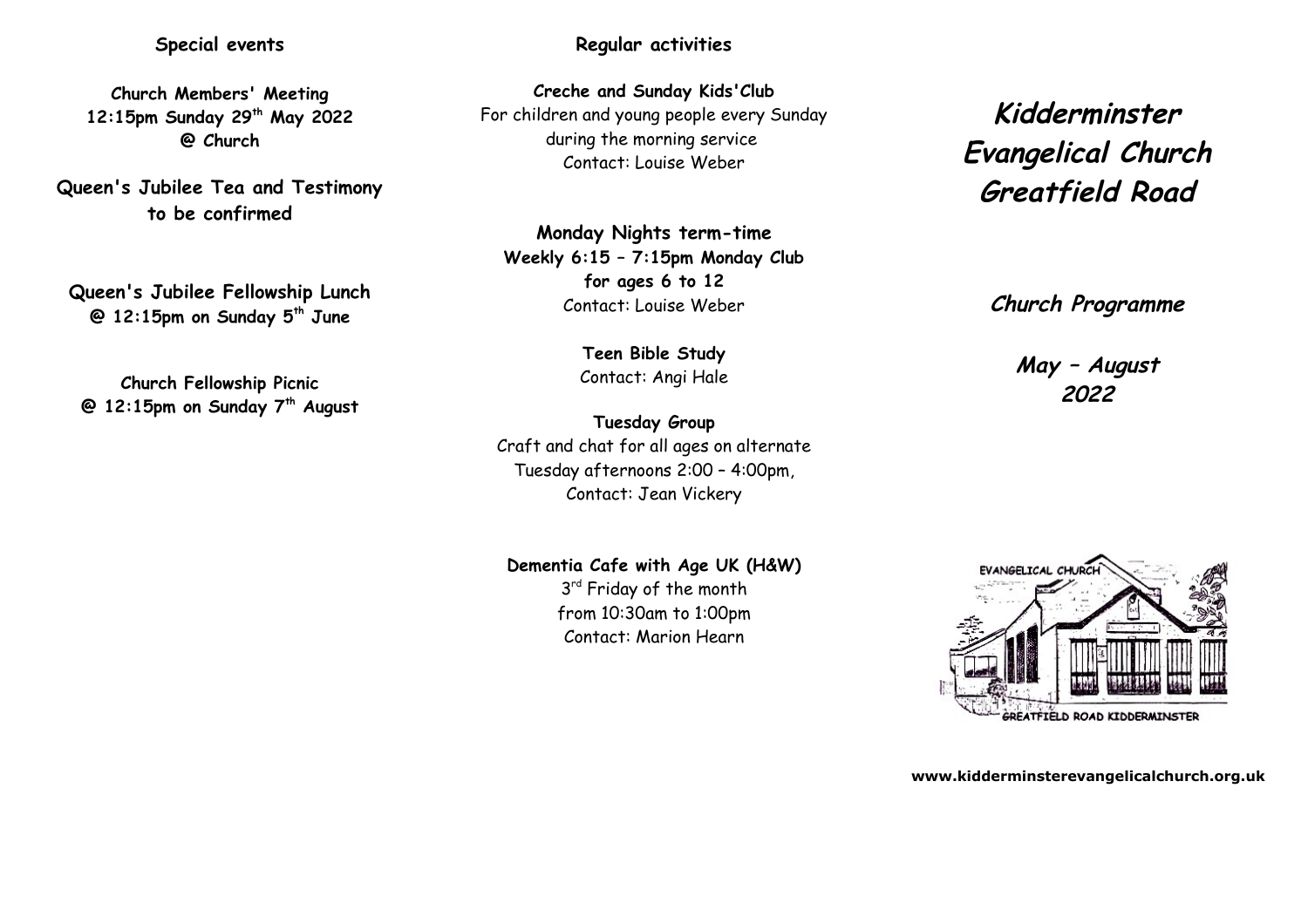## Special events

**Church Members' Meeting**
**12:15pm Sunday 29th May 2022**
**@ Church**

**Queen's Jubilee Tea and Testimony**
**to be confirmed**

**Queen's Jubilee Fellowship Lunch**
**@ 12:15pm on Sunday 5th June**

**Church Fellowship Picnic**
**@ 12:15pm on Sunday 7th August**

## Regular activities

**Creche and Sunday Kids'Club**
For children and young people every Sunday during the morning service
Contact: Louise Weber

**Monday Nights term-time**
**Weekly 6:15 – 7:15pm Monday Club for ages 6 to 12**
Contact: Louise Weber

**Teen Bible Study**
Contact: Angi Hale

**Tuesday Group**
Craft and chat for all ages on alternate Tuesday afternoons 2:00 – 4:00pm,
Contact: Jean Vickery

**Dementia Cafe with Age UK (H&W)**
3rd Friday of the month
from 10:30am to 1:00pm
Contact: Marion Hearn

# *Kidderminster Evangelical Church Greatfield Road*

## *Church Programme*

## *May – August 2022*

EVANGELICAL CHURCH
GREATFIELD ROAD KIDDERMINSTER

**www.kidderminsterevangelicalchurch.org.uk**